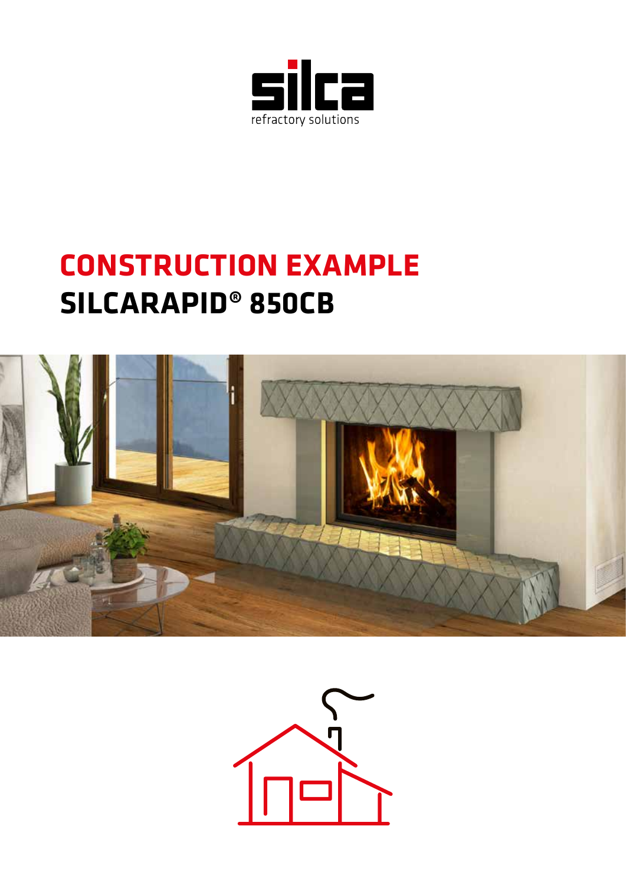silca

refractory solutions

# CONSTRUCTION EXAMPLE

# SILCARAPID® 850CB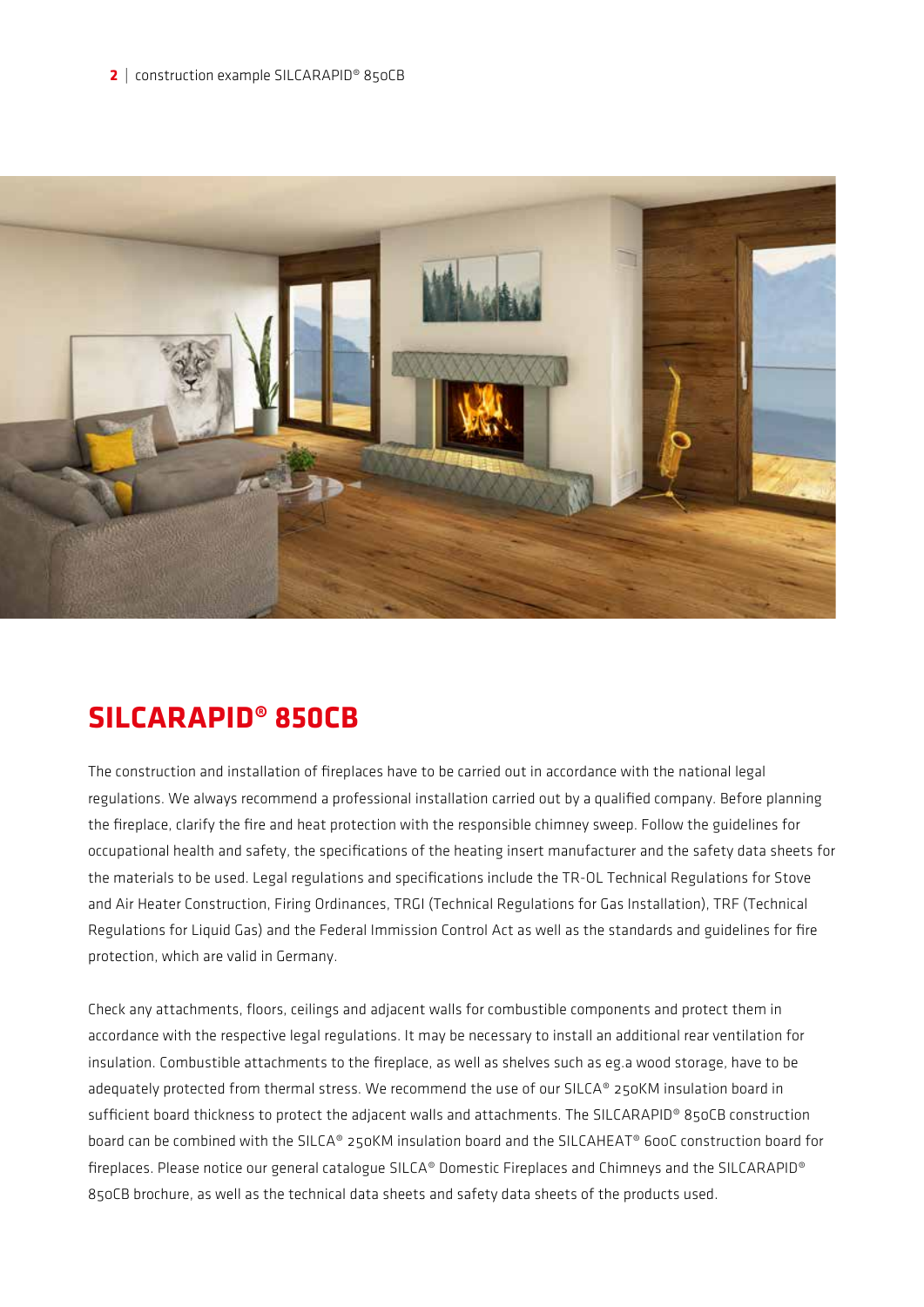# SILCARAPID® 850CB

The construction and installation of fireplaces have to be carried out in accordance with the national legal regulations. We always recommend a professional installation carried out by a qualified company. Before planning the fireplace, clarify the fire and heat protection with the responsible chimney sweep. Follow the guidelines for occupational health and safety, the specifications of the heating insert manufacturer and the safety data sheets for the materials to be used. Legal regulations and specifications include the TR-OL Technical Regulations for Stove and Air Heater Construction, Firing Ordinances, TRGI (Technical Regulations for Gas Installation), TRF (Technical Regulations for Liquid Gas) and the Federal Immission Control Act as well as the standards and guidelines for fire protection, which are valid in Germany.

Check any attachments, floors, ceilings and adjacent walls for combustible components and protect them in accordance with the respective legal regulations. It may be necessary to install an additional rear ventilation for insulation. Combustible attachments to the fireplace, as well as shelves such as eg.a wood storage, have to be adequately protected from thermal stress. We recommend the use of our SILCA® 250KM insulation board in sufficient board thickness to protect the adjacent walls and attachments. The SILCARAPID® 850CB construction board can be combined with the SILCA® 250KM insulation board and the SILCAHEAT® 600C construction board for fireplaces. Please notice our general catalogue SILCA® Domestic Fireplaces and Chimneys and the SILCARAPID® 850CB brochure, as well as the technical data sheets and safety data sheets of the products used.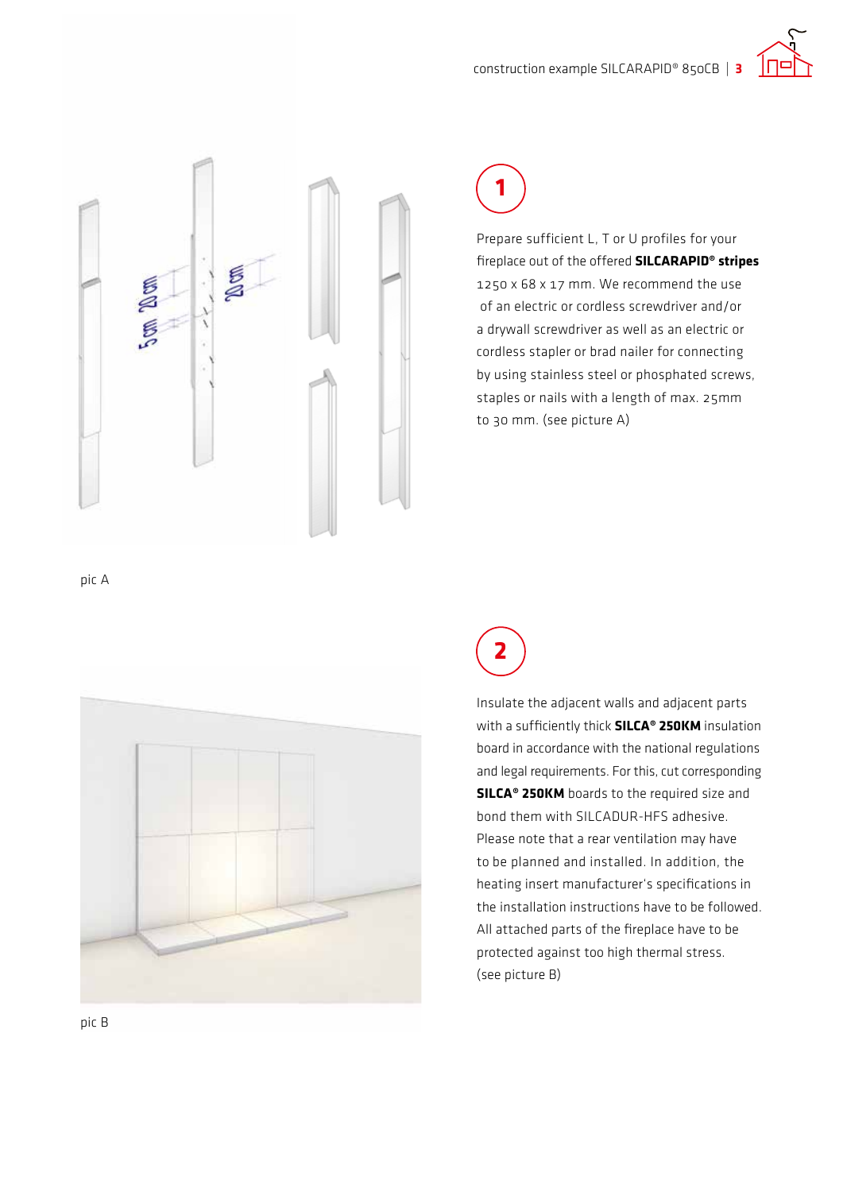pic A

1

Prepare sufficient L, T or U profiles for your fireplace out of the offered **SILCARAPID® stripes** 1250 x 68 x 17 mm. We recommend the use of an electric or cordless screwdriver and/or a drywall screwdriver as well as an electric or cordless stapler or brad nailer for connecting by using stainless steel or phosphated screws, staples or nails with a length of max. 25mm to 30 mm. (see picture A)

pic B

2

Insulate the adjacent walls and adjacent parts with a sufficiently thick **SILCA® 250KM** insulation board in accordance with the national regulations and legal requirements. For this, cut corresponding **SILCA® 250KM** boards to the required size and bond them with SILCADUR-HFS adhesive. Please note that a rear ventilation may have to be planned and installed. In addition, the heating insert manufacturer's specifications in the installation instructions have to be followed. All attached parts of the fireplace have to be protected against too high thermal stress. (see picture B)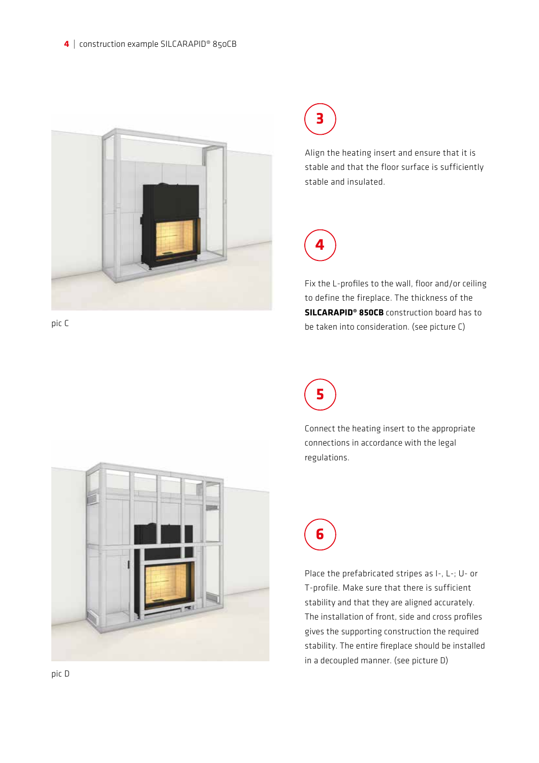pic C

**3**

Align the heating insert and ensure that it is stable and that the floor surface is sufficiently stable and insulated.

**4**

Fix the L-profiles to the wall, floor and/or ceiling to define the fireplace. The thickness of the **SILCARAPID® 850CB** construction board has to be taken into consideration. (see picture C)

**5**

Connect the heating insert to the appropriate connections in accordance with the legal regulations.

pic D

**6**

Place the prefabricated stripes as I-, L-; U- or T-profile. Make sure that there is sufficient stability and that they are aligned accurately. The installation of front, side and cross profiles gives the supporting construction the required stability. The entire fireplace should be installed in a decoupled manner. (see picture D)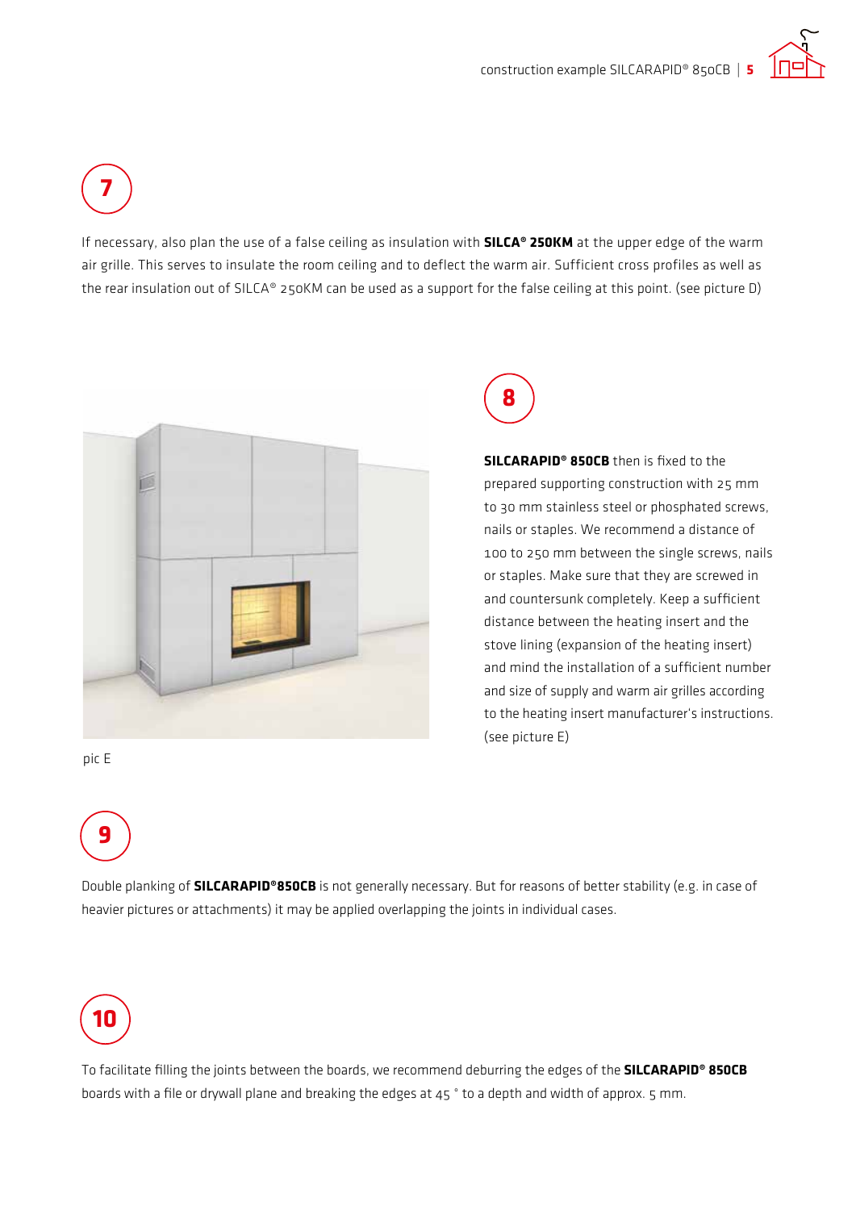## 7

If necessary, also plan the use of a false ceiling as insulation with **SILCA® 250KM** at the upper edge of the warm air grille. This serves to insulate the room ceiling and to deflect the warm air. Sufficient cross profiles as well as the rear insulation out of SILCA® 250KM can be used as a support for the false ceiling at this point. (see picture D)

pic E

## 8

**SILCARAPID® 850CB** then is fixed to the prepared supporting construction with 25 mm to 30 mm stainless steel or phosphated screws, nails or staples. We recommend a distance of 100 to 250 mm between the single screws, nails or staples. Make sure that they are screwed in and countersunk completely. Keep a sufficient distance between the heating insert and the stove lining (expansion of the heating insert) and mind the installation of a sufficient number and size of supply and warm air grilles according to the heating insert manufacturer's instructions. (see picture E)

## 9

Double planking of **SILCARAPID®850CB** is not generally necessary. But for reasons of better stability (e.g. in case of heavier pictures or attachments) it may be applied overlapping the joints in individual cases.

## 10

To facilitate filling the joints between the boards, we recommend deburring the edges of the **SILCARAPID® 850CB** boards with a file or drywall plane and breaking the edges at 45 ° to a depth and width of approx. 5 mm.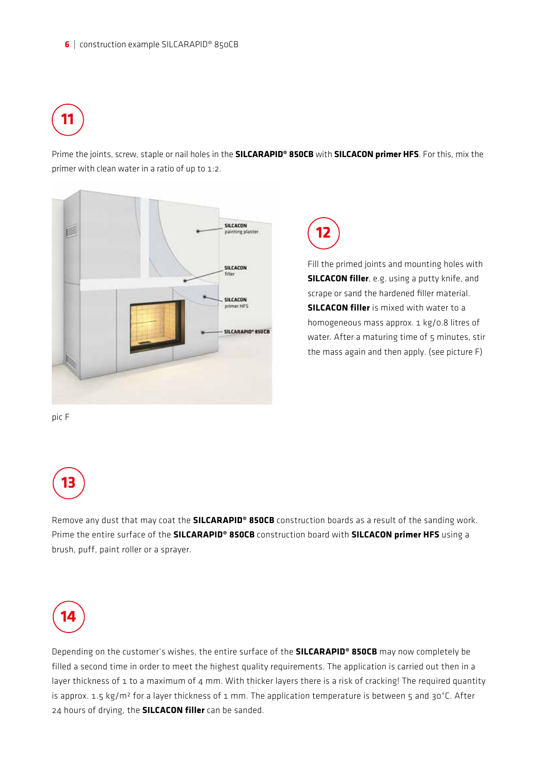## 11

Prime the joints, screw, staple or nail holes in the **SILCARAPID® 850CB** with **SILCACON primer HFS**. For this, mix the primer with clean water in a ratio of up to 1:2.

## 12

Fill the primed joints and mounting holes with **SILCACON filler**, e.g. using a putty knife, and scrape or sand the hardened filler material. **SILCACON filler** is mixed with water to a homogeneous mass approx. 1 kg/0.8 litres of water. After a maturing time of 5 minutes, stir the mass again and then apply. (see picture F)

pic F

## 13

Remove any dust that may coat the **SILCARAPID® 850CB** construction boards as a result of the sanding work. Prime the entire surface of the **SILCARAPID® 850CB** construction board with **SILCACON primer HFS** using a brush, puff, paint roller or a sprayer.

## 14

Depending on the customer's wishes, the entire surface of the **SILCARAPID® 850CB** may now completely be filled a second time in order to meet the highest quality requirements. The application is carried out then in a layer thickness of 1 to a maximum of 4 mm. With thicker layers there is a risk of cracking! The required quantity is approx. 1.5 kg/m² for a layer thickness of 1 mm. The application temperature is between 5 and 30°C. After 24 hours of drying, the **SILCACON filler** can be sanded.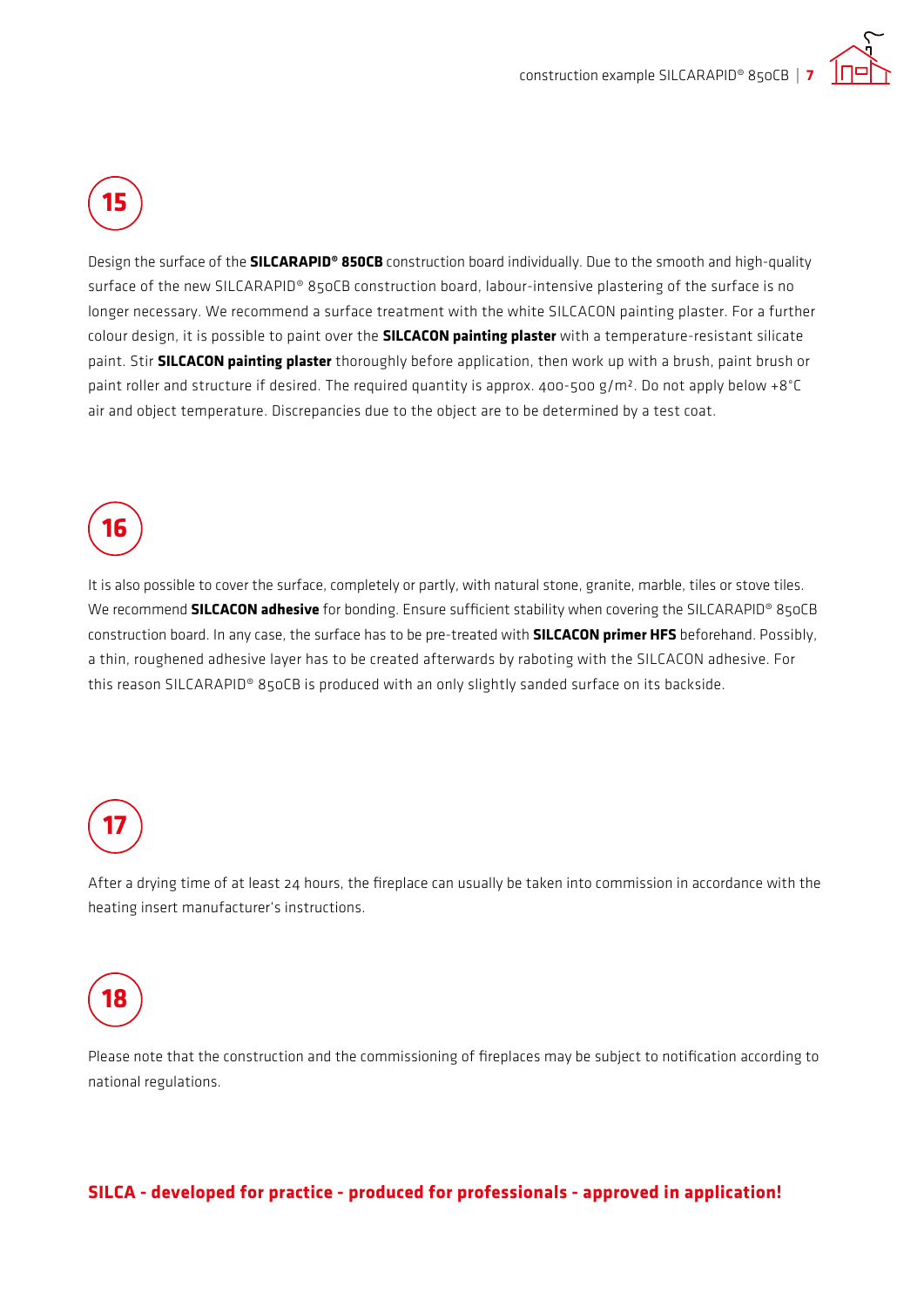**15**

Design the surface of the **SILCARAPID® 850CB** construction board individually. Due to the smooth and high-quality surface of the new SILCARAPID® 850CB construction board, labour-intensive plastering of the surface is no longer necessary. We recommend a surface treatment with the white SILCACON painting plaster. For a further colour design, it is possible to paint over the **SILCACON painting plaster** with a temperature-resistant silicate paint. Stir **SILCACON painting plaster** thoroughly before application, then work up with a brush, paint brush or paint roller and structure if desired. The required quantity is approx. 400-500 g/m². Do not apply below +8°C air and object temperature. Discrepancies due to the object are to be determined by a test coat.

**16**

It is also possible to cover the surface, completely or partly, with natural stone, granite, marble, tiles or stove tiles. We recommend **SILCACON adhesive** for bonding. Ensure sufficient stability when covering the SILCARAPID® 850CB construction board. In any case, the surface has to be pre-treated with **SILCACON primer HFS** beforehand. Possibly, a thin, roughened adhesive layer has to be created afterwards by raboting with the SILCACON adhesive. For this reason SILCARAPID® 850CB is produced with an only slightly sanded surface on its backside.

**17**

After a drying time of at least 24 hours, the fireplace can usually be taken into commission in accordance with the heating insert manufacturer's instructions.

**18**

Please note that the construction and the commissioning of fireplaces may be subject to notification according to national regulations.

**SILCA - developed for practice - produced for professionals - approved in application!**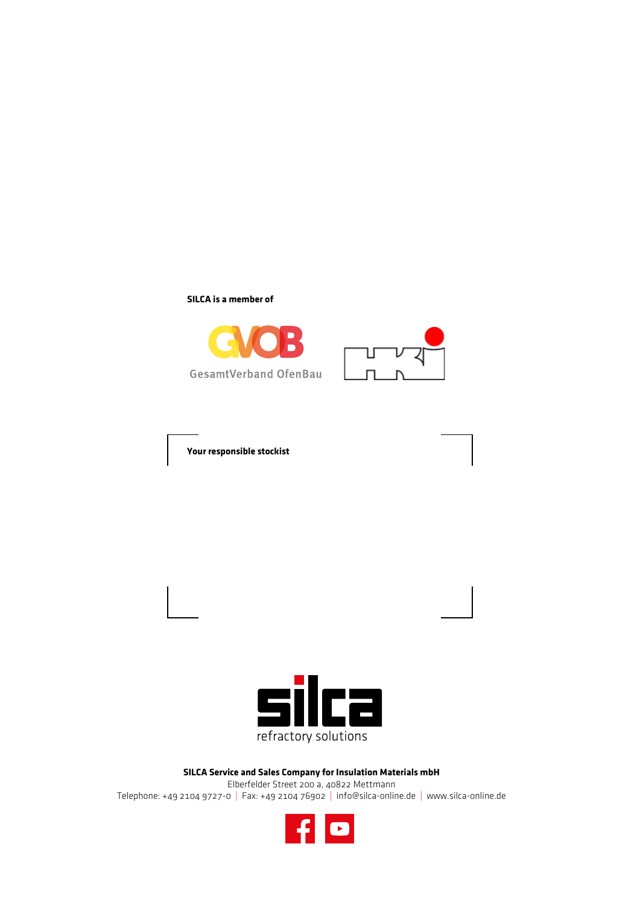**SILCA is a member of**

GVOB
GesamtVerband OfenBau

HKI

**Your responsible stockist**

silca
refractory solutions

**SILCA Service and Sales Company for Insulation Materials mbH**

Elberfelder Street 200 a, 40822 Mettmann

Telephone: +49 2104 9727-0 | Fax: +49 2104 76902 | info@silca-online.de | www.silca-online.de